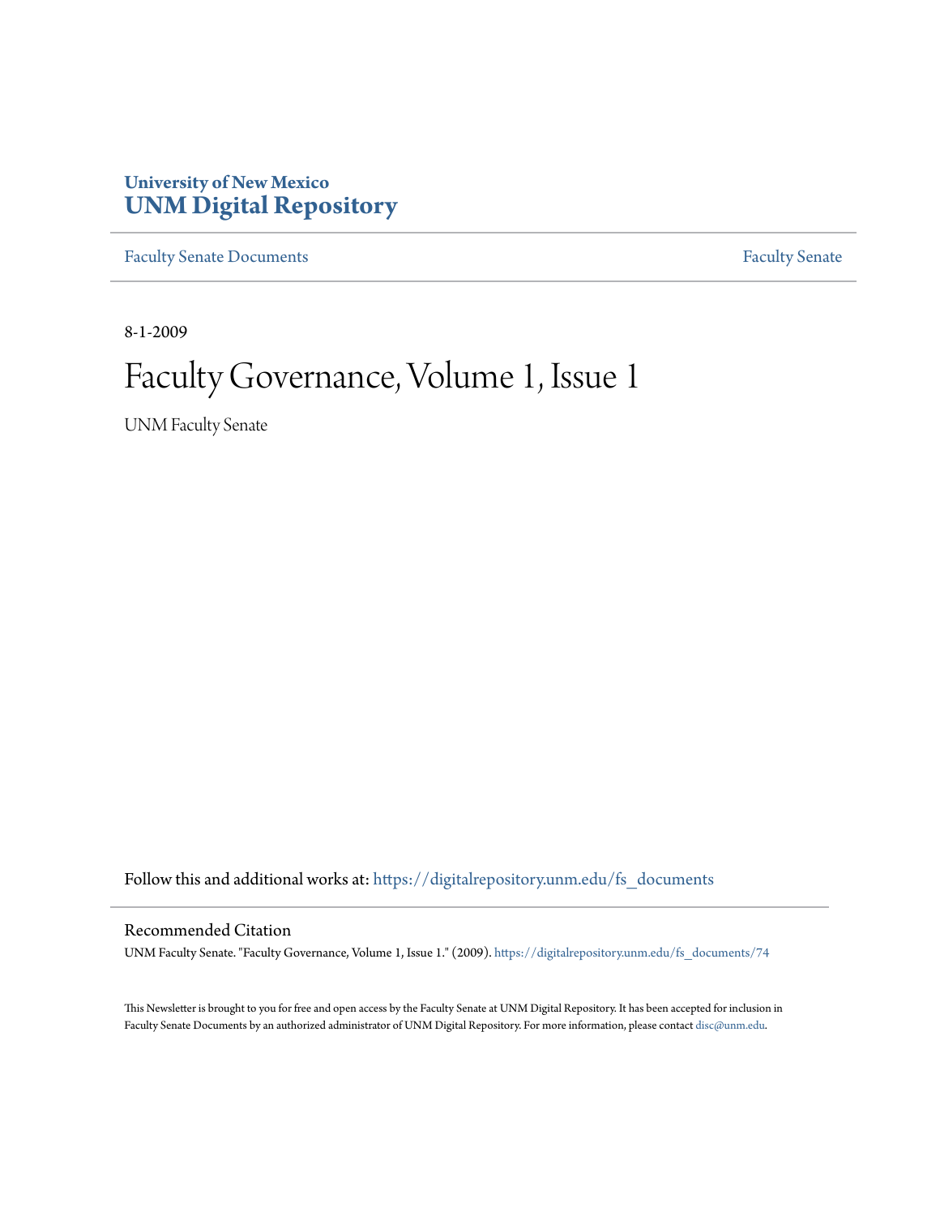University of New Mexico
# UNM Digital Repository

Faculty Senate Documents | Faculty Senate

8-1-2009

# Faculty Governance, Volume 1, Issue 1

UNM Faculty Senate

Follow this and additional works at: https://digitalrepository.unm.edu/fs_documents

## Recommended Citation

UNM Faculty Senate. "Faculty Governance, Volume 1, Issue 1." (2009). https://digitalrepository.unm.edu/fs_documents/74

This Newsletter is brought to you for free and open access by the Faculty Senate at UNM Digital Repository. It has been accepted for inclusion in Faculty Senate Documents by an authorized administrator of UNM Digital Repository. For more information, please contact disc@unm.edu.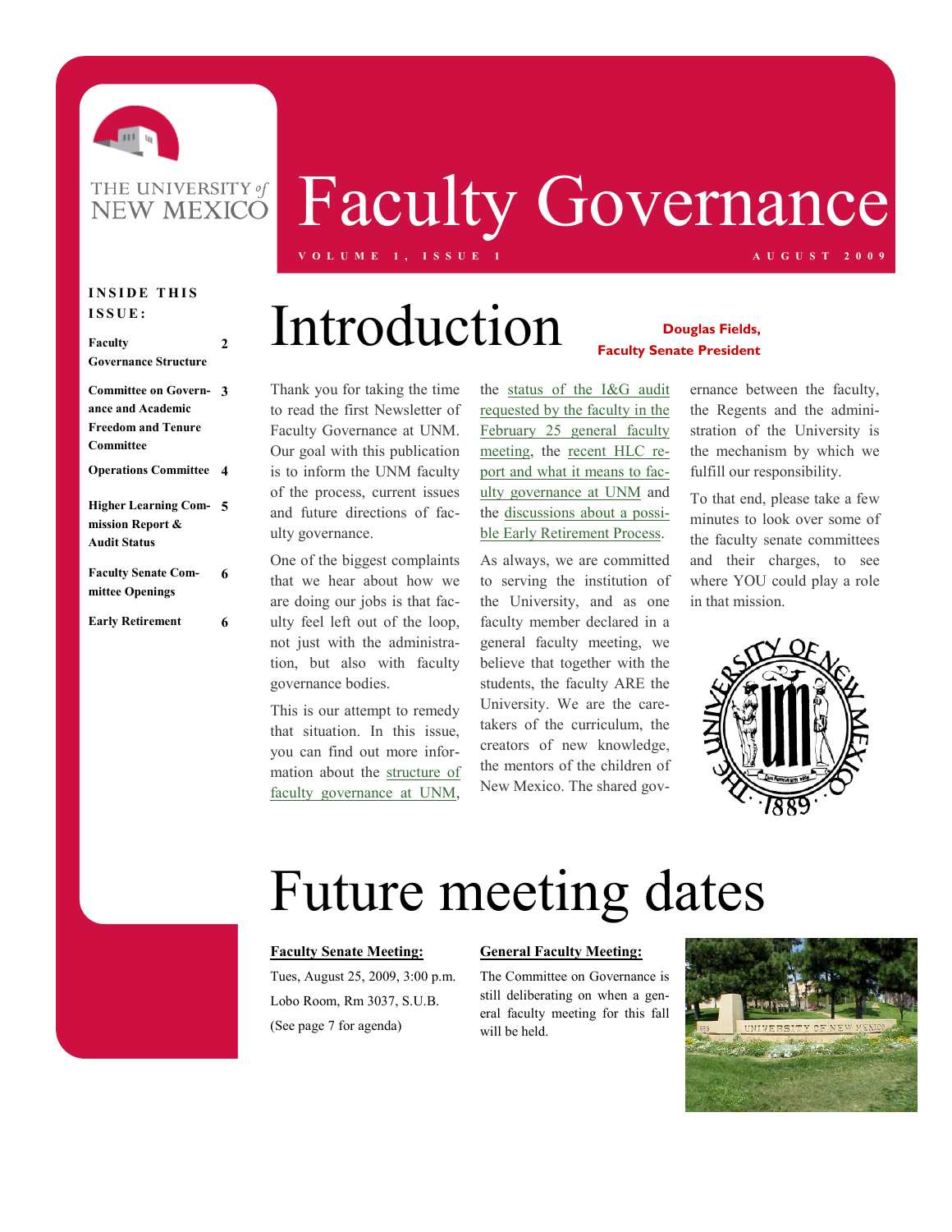# Faculty Governance

VOLUME 1, ISSUE 1 — AUGUST 2009

**INSIDE THIS ISSUE:**

| | |
|---|---|
| **Faculty Governance Structure** | **2** |
| **Committee on Governance and Academic Freedom and Tenure Committee** | **3** |
| **Operations Committee** | **4** |
| **Higher Learning Commission Report & Audit Status** | **5** |
| **Faculty Senate Committee Openings** | **6** |
| **Early Retirement** | **6** |

## Introduction

**Douglas Fields, Faculty Senate President**

Thank you for taking the time to read the first Newsletter of Faculty Governance at UNM. Our goal with this publication is to inform the UNM faculty of the process, current issues and future directions of faculty governance.

One of the biggest complaints that we hear about how we are doing our jobs is that faculty feel left out of the loop, not just with the administration, but also with faculty governance bodies.

This is our attempt to remedy that situation. In this issue, you can find out more information about the structure of faculty governance at UNM, the status of the I&G audit requested by the faculty in the February 25 general faculty meeting, the recent HLC report and what it means to faculty governance at UNM and the discussions about a possible Early Retirement Process.

As always, we are committed to serving the institution of the University, and as one faculty member declared in a general faculty meeting, we believe that together with the students, the faculty ARE the University. We are the caretakers of the curriculum, the creators of new knowledge, the mentors of the children of New Mexico. The shared governance between the faculty, the Regents and the administration of the University is the mechanism by which we fulfill our responsibility.

To that end, please take a few minutes to look over some of the faculty senate committees and their charges, to see where YOU could play a role in that mission.

## Future meeting dates

**Faculty Senate Meeting:**

Tues, August 25, 2009, 3:00 p.m.

Lobo Room, Rm 3037, S.U.B.

(See page 7 for agenda)

**General Faculty Meeting:**

The Committee on Governance is still deliberating on when a general faculty meeting for this fall will be held.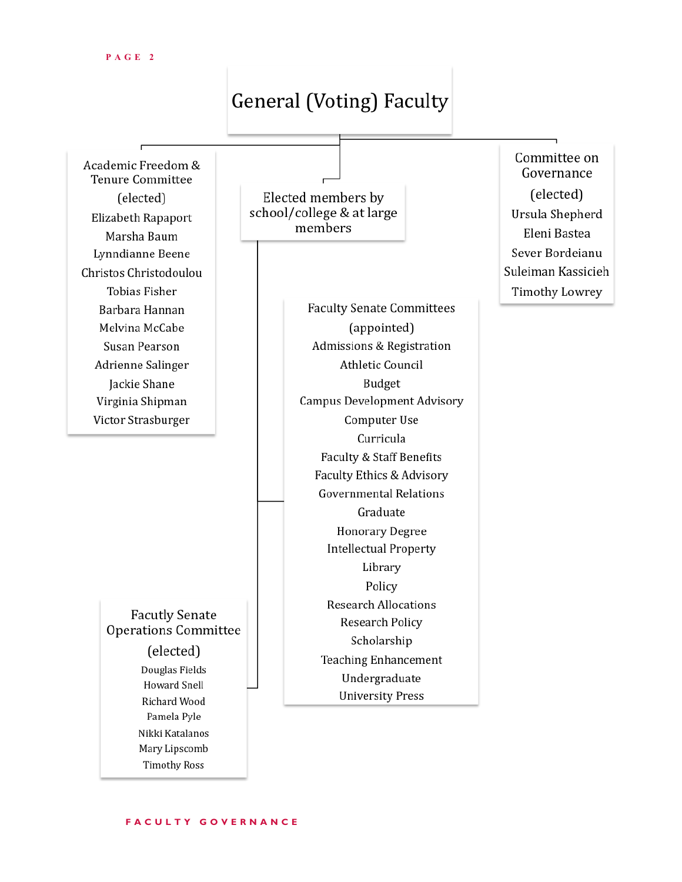# General (Voting) Faculty

## Academic Freedom & Tenure Committee

(elected)

- Elizabeth Rapaport
- Marsha Baum
- Lyndnianne Beene
- Christos Christodoulou
- Tobias Fisher
- Barbara Hannan
- Melvina McCabe
- Susan Pearson
- Adrienne Salinger
- Jackie Shane
- Virginia Shipman
- Victor Strasburger

## Elected members by school/college & at large members

### Faculty Senate Committees

(appointed)

- Admissions & Registration
- Athletic Council
- Budget
- Campus Development Advisory
- Computer Use
- Curricula
- Faculty & Staff Benefits
- Faculty Ethics & Advisory
- Governmental Relations
- Graduate
- Honorary Degree
- Intellectual Property
- Library
- Policy
- Research Allocations
- Research Policy
- Scholarship
- Teaching Enhancement
- Undergraduate
- University Press

### Facuty Senate Operations Committee

(elected)

- Douglas Fields
- Howard Snell
- Richard Wood
- Pamela Pyle
- Nikki Katalanos
- Mary Lipscomb
- Timothy Ross

## Committee on Governance

(elected)

- Ursula Shepherd
- Eleni Bastea
- Sever Bordeianu
- Suleiman Kassicieh
- Timothy Lowrey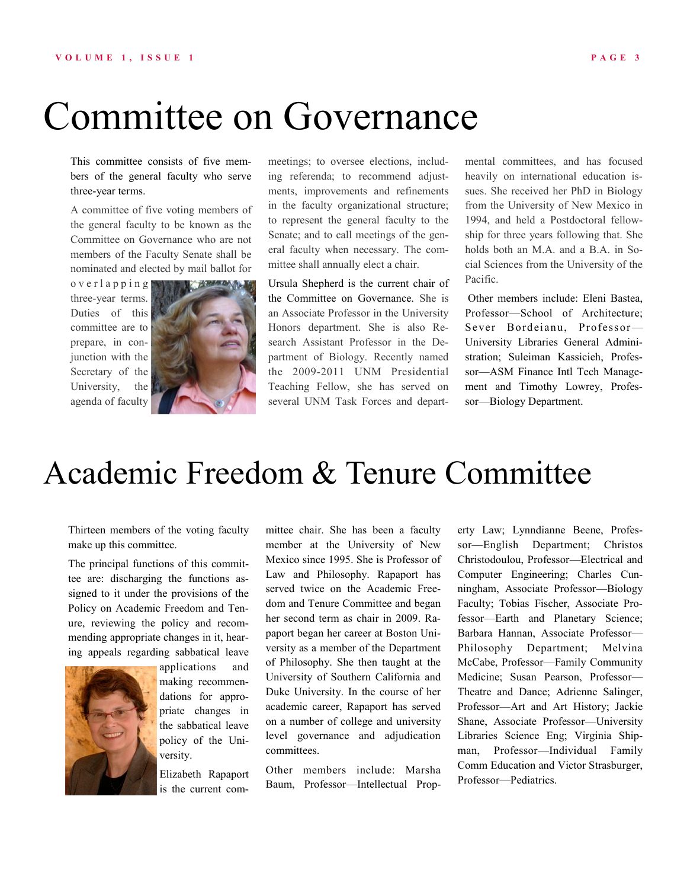# Committee on Governance

This committee consists of five members of the general faculty who serve three-year terms.

A committee of five voting members of the general faculty to be known as the Committee on Governance who are not members of the Faculty Senate shall be nominated and elected by mail ballot for overlapping three-year terms. Duties of this committee are to prepare, in conjunction with the Secretary of the University, the agenda of faculty meetings; to oversee elections, including referenda; to recommend adjustments, improvements and refinements in the faculty organizational structure; to represent the general faculty to the Senate; and to call meetings of the general faculty when necessary. The committee shall annually elect a chair.

Ursula Shepherd is the current chair of the Committee on Governance. She is an Associate Professor in the University Honors department. She is also Research Assistant Professor in the Department of Biology. Recently named the 2009-2011 UNM Presidential Teaching Fellow, she has served on several UNM Task Forces and departmental committees, and has focused heavily on international education issues. She received her PhD in Biology from the University of New Mexico in 1994, and held a Postdoctoral fellowship for three years following that. She holds both an M.A. and a B.A. in Social Sciences from the University of the Pacific.

Other members include: Eleni Bastea, Professor—School of Architecture; Sever Bordeianu, Professor—University Libraries General Administration; Suleiman Kassicieh, Professor—ASM Finance Intl Tech Management and Timothy Lowrey, Professor—Biology Department.

# Academic Freedom & Tenure Committee

Thirteen members of the voting faculty make up this committee.

The principal functions of this committee are: discharging the functions assigned to it under the provisions of the Policy on Academic Freedom and Tenure, reviewing the policy and recommending appropriate changes in it, hearing appeals regarding sabbatical leave applications and making recommendations for appropriate changes in the sabbatical leave policy of the University.

Elizabeth Rapaport is the current committee chair. She has been a faculty member at the University of New Mexico since 1995. She is Professor of Law and Philosophy. Rapaport has served twice on the Academic Freedom and Tenure Committee and began her second term as chair in 2009. Rapaport began her career at Boston University as a member of the Department of Philosophy. She then taught at the University of Southern California and Duke University. In the course of her academic career, Rapaport has served on a number of college and university level governance and adjudication committees.

Other members include: Marsha Baum, Professor—Intellectual Property Law; Lynndianne Beene, Professor—English Department; Christos Christodoulou, Professor—Electrical and Computer Engineering; Charles Cunningham, Associate Professor—Biology Faculty; Tobias Fischer, Associate Professor—Earth and Planetary Science; Barbara Hannan, Associate Professor—Philosophy Department; Melvina McCabe, Professor—Family Community Medicine; Susan Pearson, Professor—Theatre and Dance; Adrienne Salinger, Professor—Art and Art History; Jackie Shane, Associate Professor—University Libraries Science Eng; Virginia Shipman, Professor—Individual Family Comm Education and Victor Strasburger, Professor—Pediatrics.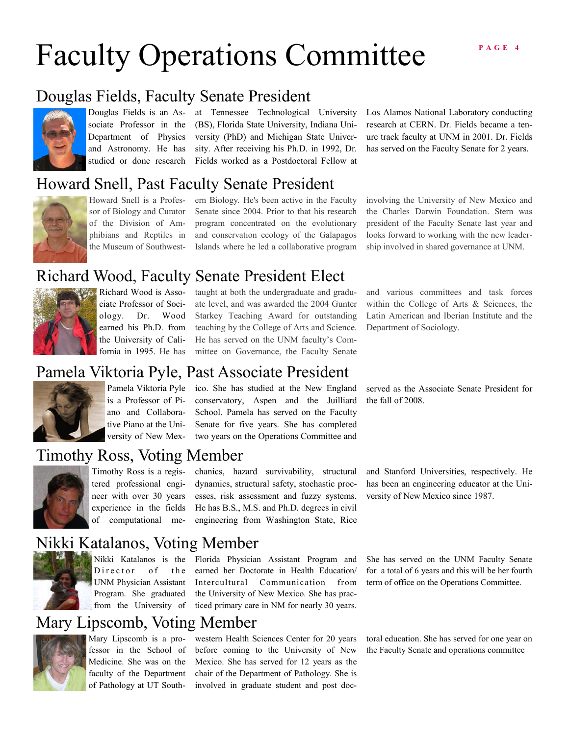# Faculty Operations Committee

## Douglas Fields, Faculty Senate President

Douglas Fields is an Associate Professor in the Department of Physics and Astronomy. He has studied or done research at Tennessee Technological University (BS), Florida State University, Indiana University (PhD) and Michigan State University. After receiving his Ph.D. in 1992, Dr. Fields worked as a Postdoctoral Fellow at Los Alamos National Laboratory conducting research at CERN. Dr. Fields became a tenure track faculty at UNM in 2001. Dr. Fields has served on the Faculty Senate for 2 years.

## Howard Snell, Past Faculty Senate President

Howard Snell is a Professor of Biology and Curator of the Division of Amphibians and Reptiles in the Museum of Southwestern Biology. He's been active in the Faculty Senate since 2004. Prior to that his research program concentrated on the evolutionary and conservation ecology of the Galapagos Islands where he led a collaborative program involving the University of New Mexico and the Charles Darwin Foundation. Stern was president of the Faculty Senate last year and looks forward to working with the new leadership involved in shared governance at UNM.

## Richard Wood, Faculty Senate President Elect

Richard Wood is Associate Professor of Sociology. Dr. Wood earned his Ph.D. from the University of California in 1995. He has taught at both the undergraduate and graduate level, and was awarded the 2004 Gunter Starkey Teaching Award for outstanding teaching by the College of Arts and Science. He has served on the UNM faculty's Committee on Governance, the Faculty Senate and various committees and task forces within the College of Arts & Sciences, the Latin American and Iberian Institute and the Department of Sociology.

## Pamela Viktoria Pyle, Past Associate President

Pamela Viktoria Pyle is a Professor of Piano and Collaborative Piano at the University of New Mexico. She has studied at the New England conservatory, Aspen and the Juilliard School. Pamela has served on the Faculty Senate for five years. She has completed two years on the Operations Committee and served as the Associate Senate President for the fall of 2008.

## Timothy Ross, Voting Member

Timothy Ross is a registered professional engineer with over 30 years experience in the fields of computational mechanics, hazard survivability, structural dynamics, structural safety, stochastic processes, risk assessment and fuzzy systems. He has B.S., M.S. and Ph.D. degrees in civil engineering from Washington State, Rice and Stanford Universities, respectively. He has been an engineering educator at the University of New Mexico since 1987.

## Nikki Katalanos, Voting Member

Nikki Katalanos is the Director of the UNM Physician Assistant Program. She graduated from the University of Florida Physician Assistant Program and earned her Doctorate in Health Education/ Intercultural Communication from the University of New Mexico. She has practiced primary care in NM for nearly 30 years. She has served on the UNM Faculty Senate for a total of 6 years and this will be her fourth term of office on the Operations Committee.

## Mary Lipscomb, Voting Member

Mary Lipscomb is a professor in the School of Medicine. She was on the faculty of the Department of Pathology at UT Southwestern Health Sciences Center for 20 years before coming to the University of New Mexico. She has served for 12 years as the chair of the Department of Pathology. She is involved in graduate student and post doctoral education. She has served for one year on the Faculty Senate and operations committee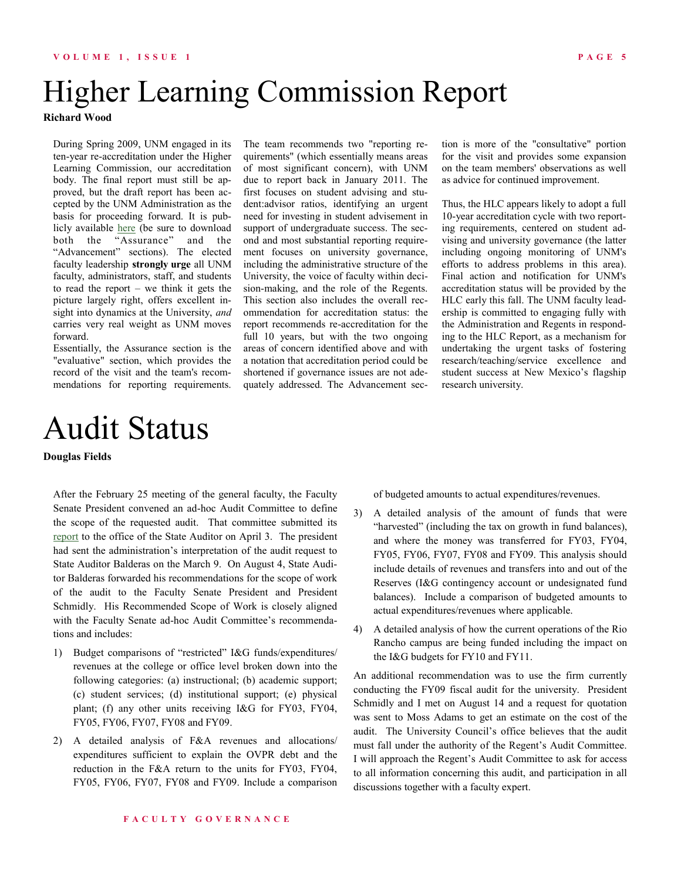# Higher Learning Commission Report

**Richard Wood**

During Spring 2009, UNM engaged in its ten-year re-accreditation under the Higher Learning Commission, our accreditation body. The final report must still be approved, but the draft report has been accepted by the UNM Administration as the basis for proceeding forward. It is publicly available here (be sure to download both the "Assurance" and the "Advancement" sections). The elected faculty leadership **strongly urge** all UNM faculty, administrators, staff, and students to read the report – we think it gets the picture largely right, offers excellent insight into dynamics at the University, *and* carries very real weight as UNM moves forward.

Essentially, the Assurance section is the "evaluative" section, which provides the record of the visit and the team's recommendations for reporting requirements. The team recommends two "reporting requirements" (which essentially means areas of most significant concern), with UNM due to report back in January 2011. The first focuses on student advising and student:advisor ratios, identifying an urgent need for investing in student advisement in support of undergraduate success. The second and most substantial reporting requirement focuses on university governance, including the administrative structure of the University, the voice of faculty within decision-making, and the role of the Regents. This section also includes the overall recommendation for accreditation status: the report recommends re-accreditation for the full 10 years, but with the two ongoing areas of concern identified above and with a notation that accreditation period could be shortened if governance issues are not adequately addressed. The Advancement section is more of the "consultative" portion for the visit and provides some expansion on the team members' observations as well as advice for continued improvement.

Thus, the HLC appears likely to adopt a full 10-year accreditation cycle with two reporting requirements, centered on student advising and university governance (the latter including ongoing monitoring of UNM's efforts to address problems in this area). Final action and notification for UNM's accreditation status will be provided by the HLC early this fall. The UNM faculty leadership is committed to engaging fully with the Administration and Regents in responding to the HLC Report, as a mechanism for undertaking the urgent tasks of fostering research/teaching/service excellence and student success at New Mexico's flagship research university.

# Audit Status

**Douglas Fields**

After the February 25 meeting of the general faculty, the Faculty Senate President convened an ad-hoc Audit Committee to define the scope of the requested audit. That committee submitted its report to the office of the State Auditor on April 3. The president had sent the administration's interpretation of the audit request to State Auditor Balderas on the March 9. On August 4, State Auditor Balderas forwarded his recommendations for the scope of work of the audit to the Faculty Senate President and President Schmidly. His Recommended Scope of Work is closely aligned with the Faculty Senate ad-hoc Audit Committee's recommendations and includes:

1) Budget comparisons of "restricted" I&G funds/expenditures/revenues at the college or office level broken down into the following categories: (a) instructional; (b) academic support; (c) student services; (d) institutional support; (e) physical plant; (f) any other units receiving I&G for FY03, FY04, FY05, FY06, FY07, FY08 and FY09.
2) A detailed analysis of F&A revenues and allocations/expenditures sufficient to explain the OVPR debt and the reduction in the F&A return to the units for FY03, FY04, FY05, FY06, FY07, FY08 and FY09. Include a comparison of budgeted amounts to actual expenditures/revenues.
3) A detailed analysis of the amount of funds that were "harvested" (including the tax on growth in fund balances), and where the money was transferred for FY03, FY04, FY05, FY06, FY07, FY08 and FY09. This analysis should include details of revenues and transfers into and out of the Reserves (I&G contingency account or undesignated fund balances). Include a comparison of budgeted amounts to actual expenditures/revenues where applicable.
4) A detailed analysis of how the current operations of the Rio Rancho campus are being funded including the impact on the I&G budgets for FY10 and FY11.

An additional recommendation was to use the firm currently conducting the FY09 fiscal audit for the university. President Schmidly and I met on August 14 and a request for quotation was sent to Moss Adams to get an estimate on the cost of the audit. The University Council's office believes that the audit must fall under the authority of the Regent's Audit Committee. I will approach the Regent's Audit Committee to ask for access to all information concerning this audit, and participation in all discussions together with a faculty expert.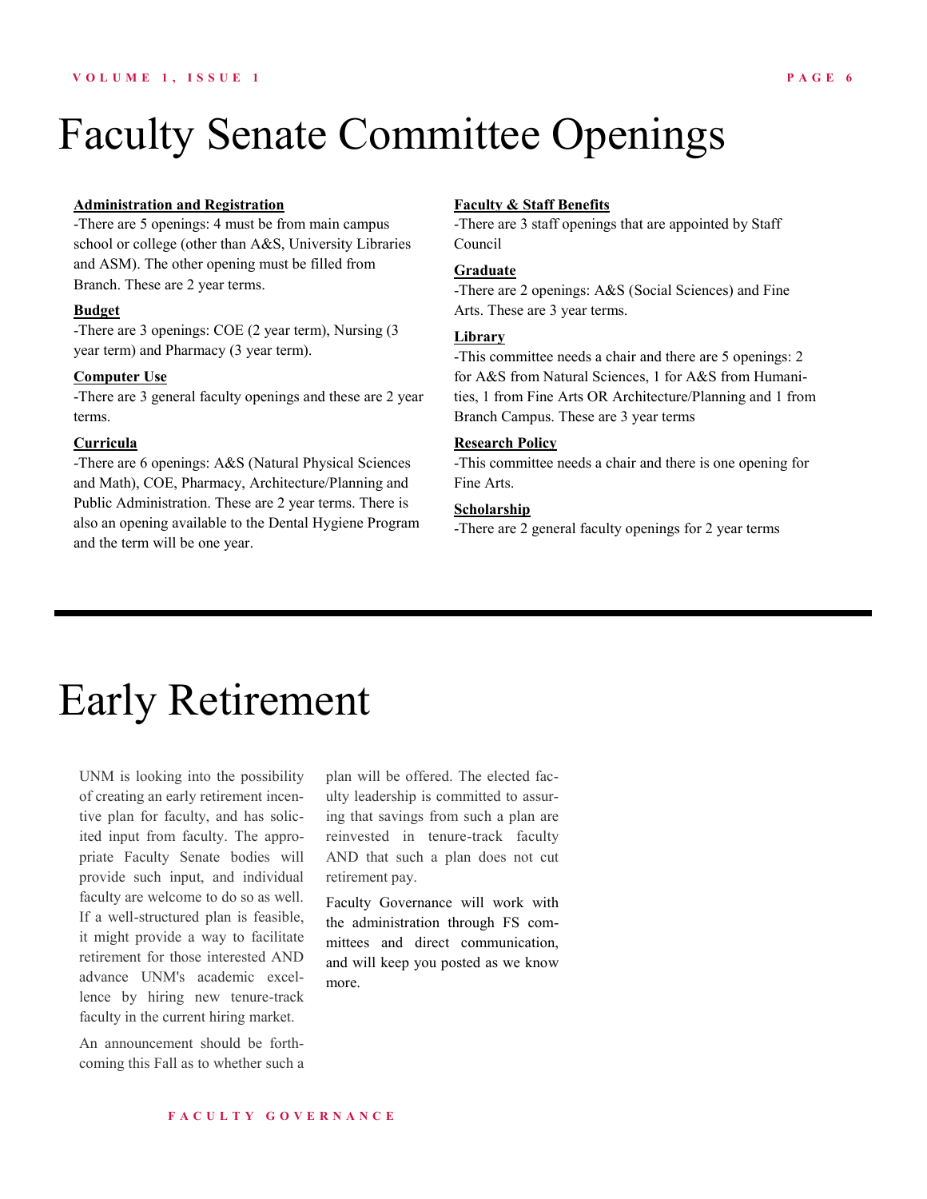# Faculty Senate Committee Openings

**Administration and Registration**

-There are 5 openings: 4 must be from main campus school or college (other than A&S, University Libraries and ASM). The other opening must be filled from Branch. These are 2 year terms.

**Budget**

-There are 3 openings: COE (2 year term), Nursing (3 year term) and Pharmacy (3 year term).

**Computer Use**

-There are 3 general faculty openings and these are 2 year terms.

**Curricula**

-There are 6 openings: A&S (Natural Physical Sciences and Math), COE, Pharmacy, Architecture/Planning and Public Administration. These are 2 year terms. There is also an opening available to the Dental Hygiene Program and the term will be one year.

**Faculty & Staff Benefits**

-There are 3 staff openings that are appointed by Staff Council

**Graduate**

-There are 2 openings: A&S (Social Sciences) and Fine Arts. These are 3 year terms.

**Library**

-This committee needs a chair and there are 5 openings: 2 for A&S from Natural Sciences, 1 for A&S from Humanities, 1 from Fine Arts OR Architecture/Planning and 1 from Branch Campus. These are 3 year terms

**Research Policy**

-This committee needs a chair and there is one opening for Fine Arts.

**Scholarship**

-There are 2 general faculty openings for 2 year terms

---

# Early Retirement

UNM is looking into the possibility of creating an early retirement incentive plan for faculty, and has solicited input from faculty. The appropriate Faculty Senate bodies will provide such input, and individual faculty are welcome to do so as well. If a well-structured plan is feasible, it might provide a way to facilitate retirement for those interested AND advance UNM's academic excellence by hiring new tenure-track faculty in the current hiring market.

An announcement should be forthcoming this Fall as to whether such a plan will be offered. The elected faculty leadership is committed to assuring that savings from such a plan are reinvested in tenure-track faculty AND that such a plan does not cut retirement pay.

Faculty Governance will work with the administration through FS committees and direct communication, and will keep you posted as we know more.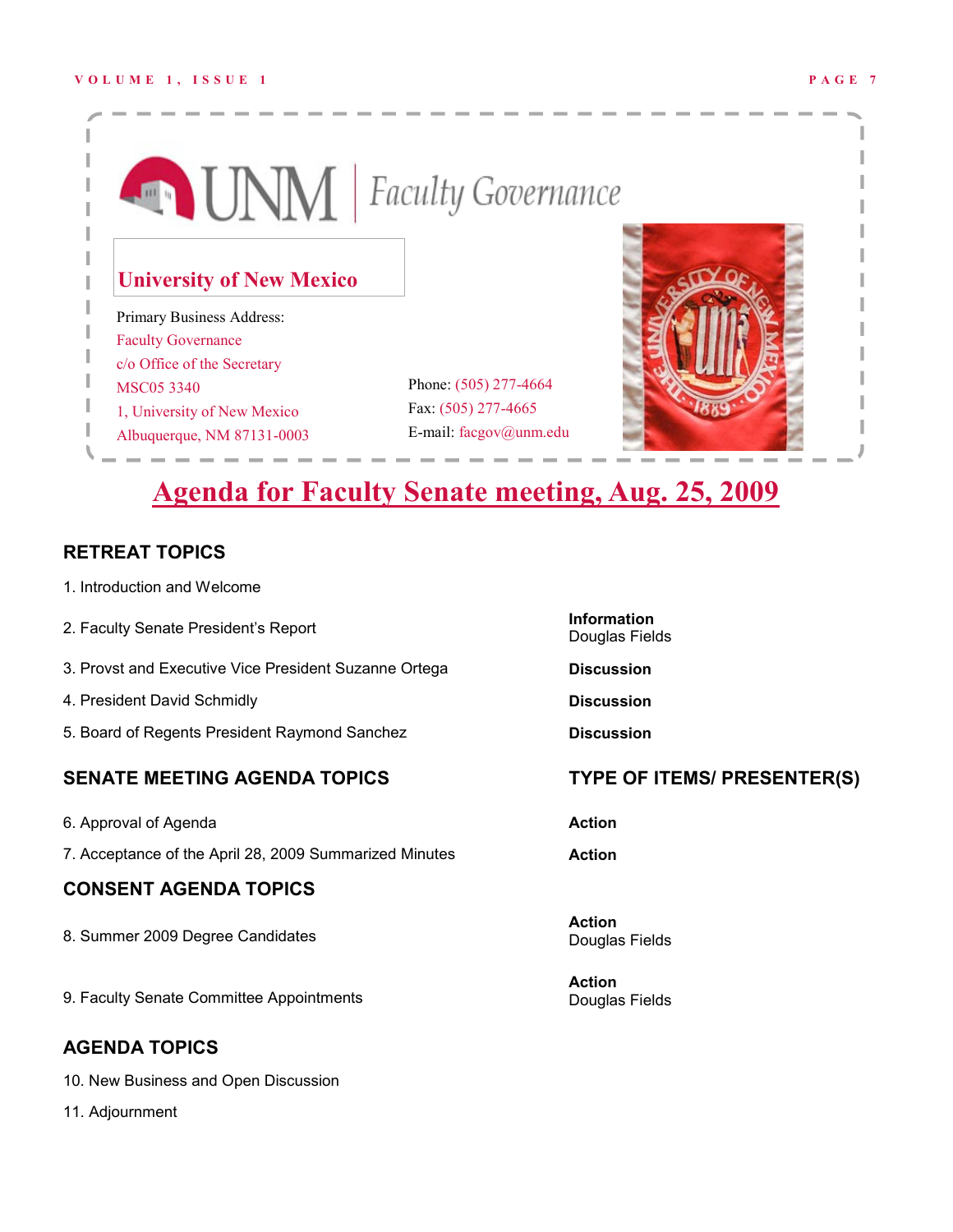UNM | Faculty Governance

## University of New Mexico

Primary Business Address:
Faculty Governance
c/o Office of the Secretary
MSC05 3340
1, University of New Mexico
Albuquerque, NM 87131-0003

Phone: (505) 277-4664
Fax: (505) 277-4665
E-mail: facgov@unm.edu

# Agenda for Faculty Senate meeting, Aug. 25, 2009

## RETREAT TOPICS

| | |
|---|---|
| 1. Introduction and Welcome | |
| 2. Faculty Senate President's Report | **Information** Douglas Fields |
| 3. Provst and Executive Vice President Suzanne Ortega | **Discussion** |
| 4. President David Schmidly | **Discussion** |
| 5. Board of Regents President Raymond Sanchez | **Discussion** |

| SENATE MEETING AGENDA TOPICS | TYPE OF ITEMS/ PRESENTER(S) |
|---|---|
| 6. Approval of Agenda | **Action** |
| 7. Acceptance of the April 28, 2009 Summarized Minutes | **Action** |

## CONSENT AGENDA TOPICS

| | |
|---|---|
| 8. Summer 2009 Degree Candidates | **Action** Douglas Fields |
| 9. Faculty Senate Committee Appointments | **Action** Douglas Fields |

## AGENDA TOPICS

10. New Business and Open Discussion

11. Adjournment